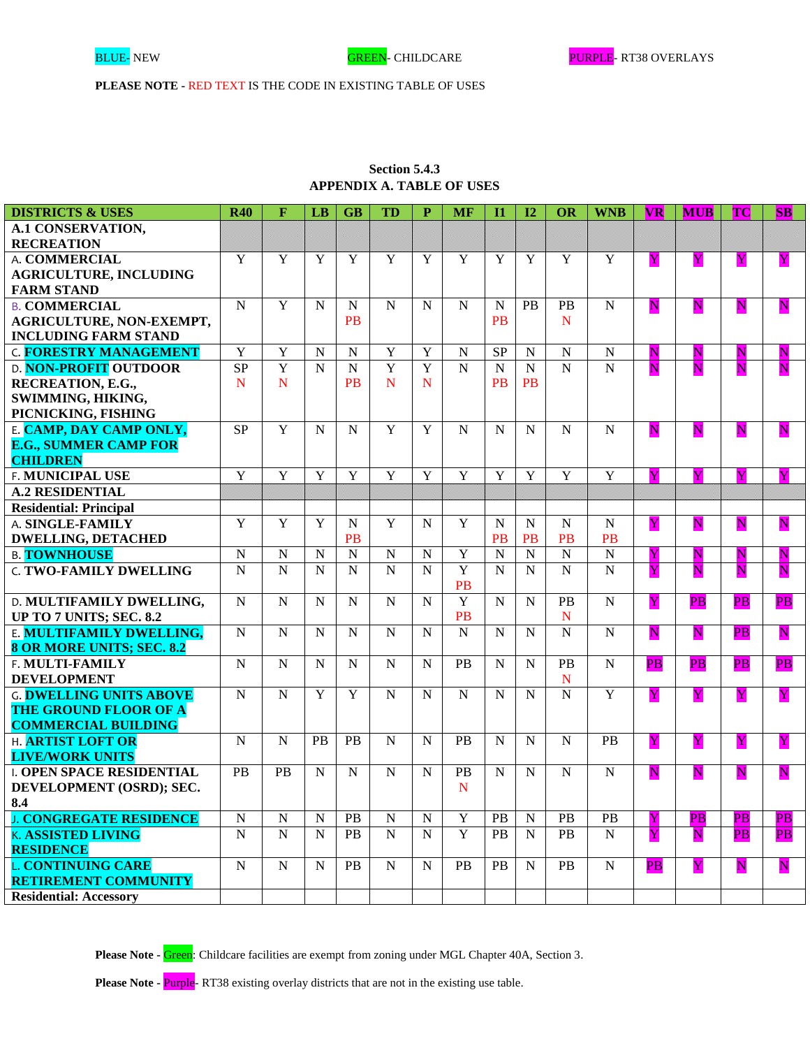BLUE- NEW GREEN- CHILDCARE PURPLE- RT38 OVERLAYS

**PLEASE NOTE** - RED TEXT IS THE CODE IN EXISTING TABLE OF USES

## Section 5.4.3
## APPENDIX A. TABLE OF USES

| DISTRICTS & USES | R40 | F | LB | GB | TD | P | MF | I1 | I2 | OR | WNB | VR | MUB | TC | SB |
|---|---|---|---|---|---|---|---|---|---|---|---|---|---|---|---|
| **A.1 CONSERVATION, RECREATION** | | | | | | | | | | | | | | | |
| A. **COMMERCIAL AGRICULTURE, INCLUDING FARM STAND** | Y | Y | Y | Y | Y | Y | Y | Y | Y | Y | Y | Y | Y | Y | Y |
| B. **COMMERCIAL AGRICULTURE, NON-EXEMPT, INCLUDING FARM STAND** | N | Y | N | N PB | N | N | N | N PB | PB | PB N | N | N | N | N | N |
| C. **FORESTRY MANAGEMENT** | Y | Y | N | N | Y | Y | N | SP | N | N | N | N | N | N | N |
| D. **NON-PROFIT OUTDOOR RECREATION, E.G., SWIMMING, HIKING, PICNICKING, FISHING** | SP N | Y N | N | N PB | Y N | Y N | N | N PB | N PB | N | N | N | N | N | N |
| E. **CAMP, DAY CAMP ONLY, E.G., SUMMER CAMP FOR CHILDREN** | SP | Y | N | N | Y | Y | N | N | N | N | N | N | N | N | N |
| F. **MUNICIPAL USE** | Y | Y | Y | Y | Y | Y | Y | Y | Y | Y | Y | Y | Y | Y | Y |
| **A.2 RESIDENTIAL** | | | | | | | | | | | | | | | |
| **Residential: Principal** | | | | | | | | | | | | | | | |
| A. **SINGLE-FAMILY DWELLING, DETACHED** | Y | Y | Y | N PB | Y | N | Y | N PB | N PB | N PB | N PB | Y | N | N | N |
| B. **TOWNHOUSE** | N | N | N | N | N | N | Y | N | N | N | N | Y | N | N | N |
| C. **TWO-FAMILY DWELLING** | N | N | N | N | N | N | Y PB | N | N | N | N | Y | N | N | N |
| D. **MULTIFAMILY DWELLING, UP TO 7 UNITS; SEC. 8.2** | N | N | N | N | N | N | Y PB | N | N | PB N | N | Y | PB | PB | PB |
| E. **MULTIFAMILY DWELLING, 8 OR MORE UNITS; SEC. 8.2** | N | N | N | N | N | N | N | N | N | N | N | N | N | PB | N |
| F. **MULTI-FAMILY DEVELOPMENT** | N | N | N | N | N | N | PB | N | N | PB N | N | PB | PB | PB | PB |
| G. **DWELLING UNITS ABOVE THE GROUND FLOOR OF A COMMERCIAL BUILDING** | N | N | Y | Y | N | N | N | N | N | N | Y | Y | Y | Y | Y |
| H. **ARTIST LOFT OR LIVE/WORK UNITS** | N | N | PB | PB | N | N | PB | N | N | N | PB | Y | Y | Y | Y |
| I. **OPEN SPACE RESIDENTIAL DEVELOPMENT (OSRD); SEC. 8.4** | PB | PB | N | N | N | N | PB N | N | N | N | N | N | N | N | N |
| J. **CONGREGATE RESIDENCE** | N | N | N | PB | N | N | Y | PB | N | PB | PB | Y | PB | PB | PB |
| K. **ASSISTED LIVING RESIDENCE** | N | N | N | PB | N | N | Y | PB | N | PB | N | Y | N | PB | PB |
| L. **CONTINUING CARE RETIREMENT COMMUNITY** | N | N | N | PB | N | N | PB | PB | N | PB | N | PB | Y | N | N |
| **Residential: Accessory** | | | | | | | | | | | | | | | |

**Please Note** - Green: Childcare facilities are exempt from zoning under MGL Chapter 40A, Section 3.

**Please Note** - Purple- RT38 existing overlay districts that are not in the existing use table.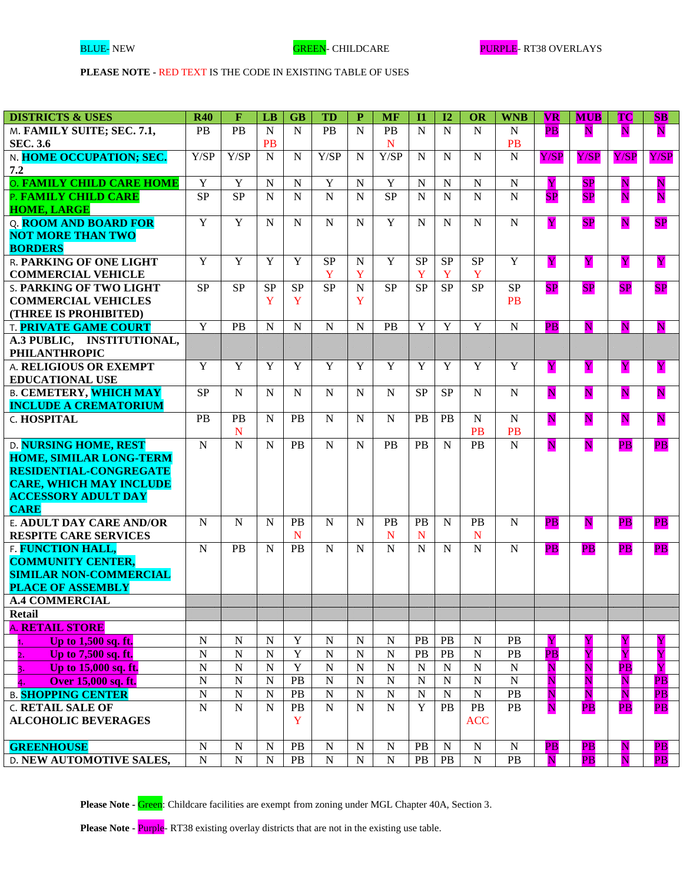BLUE- NEW GREEN- CHILDCARE PURPLE- RT38 OVERLAYS

**PLEASE NOTE** - RED TEXT IS THE CODE IN EXISTING TABLE OF USES

| DISTRICTS & USES | R40 | F | LB | GB | TD | P | MF | I1 | I2 | OR | WNB | VR | MUB | TC | SB |
|---|---|---|---|---|---|---|---|---|---|---|---|---|---|---|---|
| M. **FAMILY SUITE; SEC. 7.1, SEC. 3.6** | PB | PB | N PB | N | PB | N | PB N | N | N | N | N PB | PB | N | N | N |
| N. **HOME OCCUPATION; SEC. 7.2** | Y/SP | Y/SP | N | N | Y/SP | N | Y/SP | N | N | N | N | Y/SP | Y/SP | Y/SP | Y/SP |
| O. **FAMILY CHILD CARE HOME** | Y | Y | N | N | Y | N | Y | N | N | N | N | Y | SP | N | N |
| P. **FAMILY CHILD CARE HOME, LARGE** | SP | SP | N | N | N | N | SP | N | N | N | N | SP | SP | N | N |
| Q. **ROOM AND BOARD FOR NOT MORE THAN TWO BORDERS** | Y | Y | N | N | N | N | Y | N | N | N | N | Y | SP | N | SP |
| R. **PARKING OF ONE LIGHT COMMERCIAL VEHICLE** | Y | Y | Y | Y | SP Y | N Y | Y | SP Y | SP Y | SP Y | Y | Y | Y | Y | Y |
| S. **PARKING OF TWO LIGHT COMMERCIAL VEHICLES (THREE IS PROHIBITED)** | SP | SP | SP Y | SP Y | SP | N Y | SP | SP | SP | SP | SP PB | SP | SP | SP | SP |
| T. **PRIVATE GAME COURT** | Y | PB | N | N | N | N | PB | Y | Y | Y | N | PB | N | N | N |
| **A.3 PUBLIC, INSTITUTIONAL, PHILANTHROPIC** | | | | | | | | | | | | | | | |
| A. **RELIGIOUS OR EXEMPT EDUCATIONAL USE** | Y | Y | Y | Y | Y | Y | Y | Y | Y | Y | Y | Y | Y | Y | Y |
| B. **CEMETERY, WHICH MAY INCLUDE A CREMATORIUM** | SP | N | N | N | N | N | N | SP | SP | N | N | N | N | N | N |
| C. **HOSPITAL** | PB | PB N | N | PB | N | N | N | PB | PB | N PB | N PB | N | N | N | N |
| D. **NURSING HOME, REST HOME, SIMILAR LONG-TERM RESIDENTIAL-CONGREGATE CARE, WHICH MAY INCLUDE ACCESSORY ADULT DAY CARE** | N | N | N | PB | N | N | PB | PB | N | PB | N | N | N | PB | PB |
| E. **ADULT DAY CARE AND/OR RESPITE CARE SERVICES** | N | N | N | PB N | N | N | PB N | PB N | N | PB N | N | PB | N | PB | PB |
| F. **FUNCTION HALL, COMMUNITY CENTER, SIMILAR NON-COMMERCIAL PLACE OF ASSEMBLY** | N | PB | N | PB | N | N | N | N | N | N | N | PB | PB | PB | PB |
| **A.4 COMMERCIAL** | | | | | | | | | | | | | | | |
| **Retail** | | | | | | | | | | | | | | | |
| A. **RETAIL STORE** | | | | | | | | | | | | | | | |
| 1. **Up to 1,500 sq. ft.** | N | N | N | Y | N | N | N | PB | PB | N | PB | Y | Y | Y | Y |
| 2. **Up to 7,500 sq. ft.** | N | N | N | Y | N | N | N | PB | PB | N | PB | PB | Y | Y | Y |
| 3. **Up to 15,000 sq. ft.** | N | N | N | Y | N | N | N | N | N | N | N | N | N | PB | Y |
| 4. **Over 15,000 sq. ft.** | N | N | N | PB | N | N | N | N | N | N | N | N | N | N | PB |
| B. **SHOPPING CENTER** | N | N | N | PB | N | N | N | N | N | N | PB | N | N | N | PB |
| C. **RETAIL SALE OF ALCOHOLIC BEVERAGES** | N | N | N | PB Y | N | N | N | Y | PB | PB ACC | PB | N | PB | PB | PB |
| **GREENHOUSE** | N | N | N | PB | N | N | N | PB | N | N | N | PB | PB | N | PB |
| D. **NEW AUTOMOTIVE SALES,** | N | N | N | PB | N | N | N | PB | PB | N | PB | N | PB | N | PB |

**Please Note** - Green: Childcare facilities are exempt from zoning under MGL Chapter 40A, Section 3.

**Please Note** - Purple- RT38 existing overlay districts that are not in the existing use table.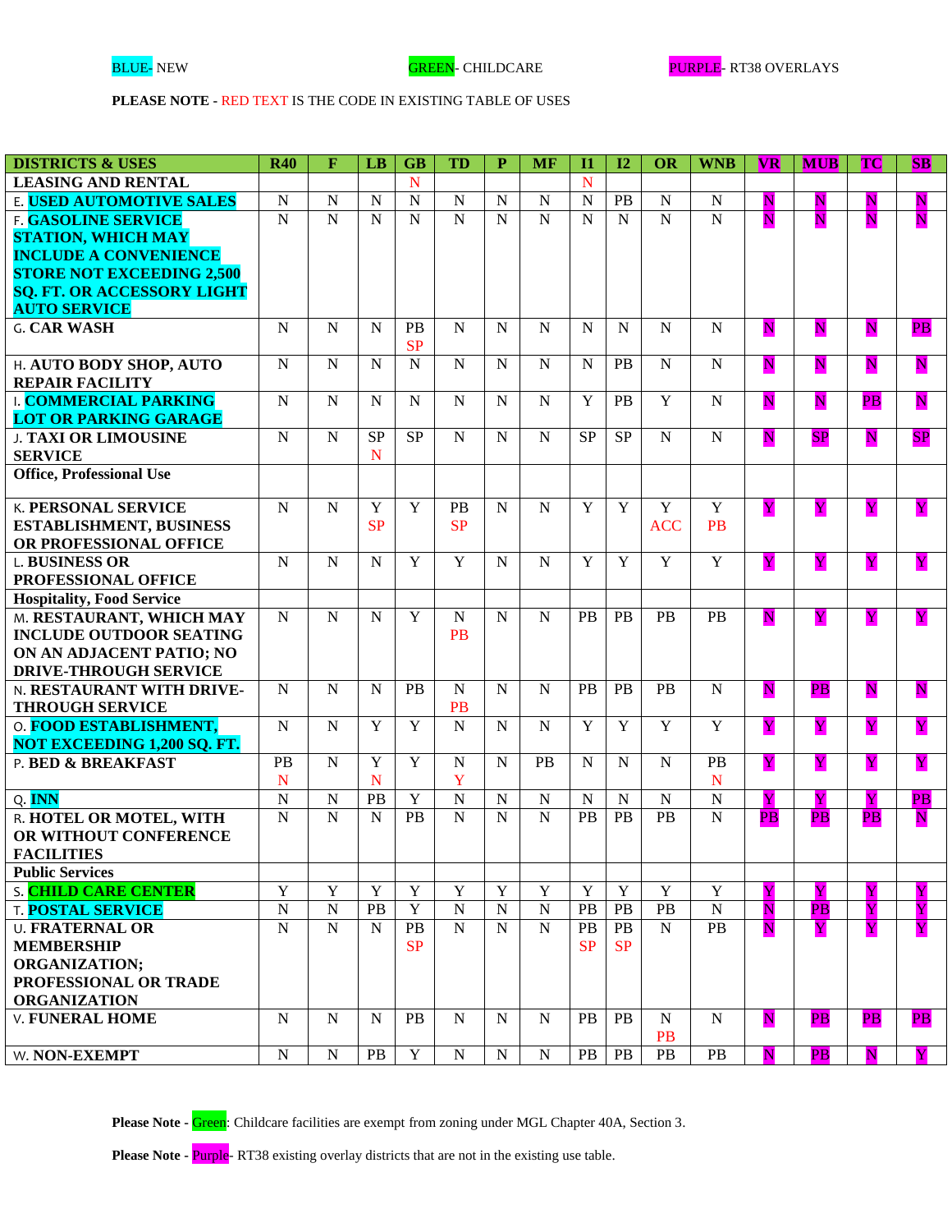BLUE- NEW GREEN- CHILDCARE PURPLE- RT38 OVERLAYS

**PLEASE NOTE** - RED TEXT IS THE CODE IN EXISTING TABLE OF USES

| DISTRICTS & USES | R40 | F | LB | GB | TD | P | MF | I1 | I2 | OR | WNB | VR | MUB | TC | SB |
|---|---|---|---|---|---|---|---|---|---|---|---|---|---|---|---|
| **LEASING AND RENTAL** | | | | N | | | | N | | | | | | | |
| E. **USED AUTOMOTIVE SALES** | N | N | N | N | N | N | N | N | PB | N | N | N | N | N | N |
| F. **GASOLINE SERVICE STATION, WHICH MAY INCLUDE A CONVENIENCE STORE NOT EXCEEDING 2,500 SQ. FT. OR ACCESSORY LIGHT AUTO SERVICE** | N | N | N | N | N | N | N | N | N | N | N | N | N | N | N |
| G. **CAR WASH** | N | N | N | PB SP | N | N | N | N | N | N | N | N | N | N | PB |
| H. **AUTO BODY SHOP, AUTO REPAIR FACILITY** | N | N | N | N | N | N | N | N | PB | N | N | N | N | N | N |
| I. **COMMERCIAL PARKING LOT OR PARKING GARAGE** | N | N | N | N | N | N | N | Y | PB | Y | N | N | N | PB | N |
| J. **TAXI OR LIMOUSINE SERVICE** | N | N | SP N | SP | N | N | N | SP | SP | N | N | N | SP | N | SP |
| **Office, Professional Use** | | | | | | | | | | | | | | | |
| K. **PERSONAL SERVICE ESTABLISHMENT, BUSINESS OR PROFESSIONAL OFFICE** | N | N | Y SP | Y | PB SP | N | N | Y | Y | Y ACC | Y PB | Y | Y | Y | Y |
| L. **BUSINESS OR PROFESSIONAL OFFICE** | N | N | N | Y | Y | N | N | Y | Y | Y | Y | Y | Y | Y | Y |
| **Hospitality, Food Service** | | | | | | | | | | | | | | | |
| M. **RESTAURANT, WHICH MAY INCLUDE OUTDOOR SEATING ON AN ADJACENT PATIO; NO DRIVE-THROUGH SERVICE** | N | N | N | Y | N PB | N | N | PB | PB | PB | PB | N | Y | Y | Y |
| N. **RESTAURANT WITH DRIVE-THROUGH SERVICE** | N | N | N | PB | N PB | N | N | PB | PB | PB | N | N | PB | N | N |
| O. **FOOD ESTABLISHMENT, NOT EXCEEDING 1,200 SQ. FT.** | N | N | Y | Y | N | N | N | Y | Y | Y | Y | Y | Y | Y | Y |
| P. **BED & BREAKFAST** | PB N | N | Y N | Y | N Y | N | PB | N | N | N | PB N | Y | Y | Y | Y |
| Q. **INN** | N | N | PB | Y | N | N | N | N | N | N | N | Y | Y | Y | PB |
| R. **HOTEL OR MOTEL, WITH OR WITHOUT CONFERENCE FACILITIES** | N | N | N | PB | N | N | N | PB | PB | PB | N | PB | PB | PB | N |
| **Public Services** | | | | | | | | | | | | | | | |
| S. **CHILD CARE CENTER** | Y | Y | Y | Y | Y | Y | Y | Y | Y | Y | Y | Y | Y | Y | Y |
| T. **POSTAL SERVICE** | N | N | PB | Y | N | N | N | PB | PB | PB | N | N | PB | Y | Y |
| U. **FRATERNAL OR MEMBERSHIP ORGANIZATION; PROFESSIONAL OR TRADE ORGANIZATION** | N | N | N | PB SP | N | N | N | PB SP | PB SP | N | PB | N | Y | Y | Y |
| V. **FUNERAL HOME** | N | N | N | PB | N | N | N | PB | PB | N PB | N | N | PB | PB | PB |
| W. **NON-EXEMPT** | N | N | PB | Y | N | N | N | PB | PB | PB | PB | N | PB | N | Y |

**Please Note** - Green: Childcare facilities are exempt from zoning under MGL Chapter 40A, Section 3.

**Please Note** - Purple- RT38 existing overlay districts that are not in the existing use table.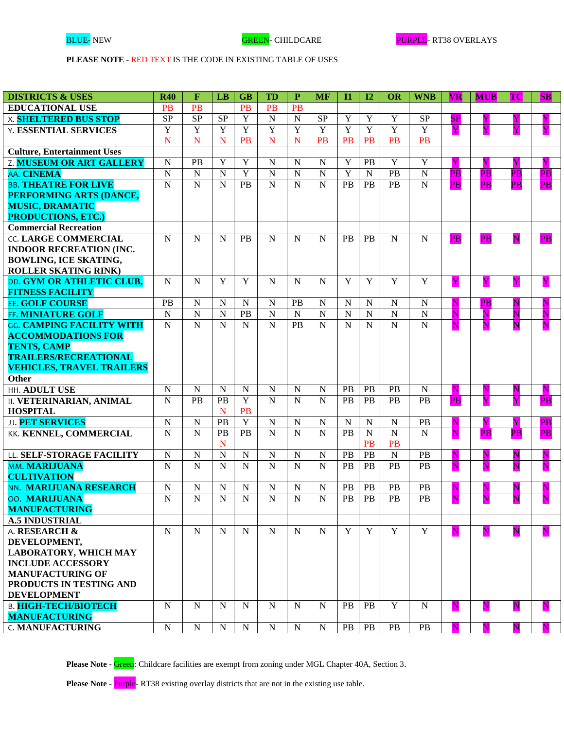BLUE- NEW　　　　　　　　GREEN- CHILDCARE　　　　　　　　PURPLE- RT38 OVERLAYS

**PLEASE NOTE** - RED TEXT IS THE CODE IN EXISTING TABLE OF USES

| DISTRICTS & USES | R40 | F | LB | GB | TD | P | MF | I1 | I2 | OR | WNB | VR | MUB | TC | SB |
|---|---|---|---|---|---|---|---|---|---|---|---|---|---|---|---|
| **EDUCATIONAL USE** | PB | PB | | PB | PB | PB | | | | | | | | | |
| X. **SHELTERED BUS STOP** | SP | SP | SP | Y | N | N | SP | Y | Y | Y | SP | SP | Y | Y | Y |
| Y. **ESSENTIAL SERVICES** | Y<br>N | Y<br>N | Y<br>N | Y<br>PB | Y<br>N | Y<br>N | Y<br>PB | Y<br>PB | Y<br>PB | Y<br>PB | Y<br>PB | Y | Y | Y | Y |
| **Culture, Entertainment Uses** | | | | | | | | | | | | | | | |
| Z. **MUSEUM OR ART GALLERY** | N | PB | Y | Y | N | N | N | Y | PB | Y | Y | Y | Y | Y | Y |
| AA. **CINEMA** | N | N | N | Y | N | N | N | Y | N | PB | N | PB | PB | PB | PB |
| BB. **THEATRE FOR LIVE PERFORMING ARTS (DANCE, MUSIC, DRAMATIC PRODUCTIONS, ETC.)** | N | N | N | PB | N | N | N | PB | PB | PB | N | PB | PB | PB | PB |
| **Commercial Recreation** | | | | | | | | | | | | | | | |
| CC. **LARGE COMMERCIAL INDOOR RECREATION (INC. BOWLING, ICE SKATING, ROLLER SKATING RINK)** | N | N | N | PB | N | N | N | PB | PB | N | N | PB | PB | N | PB |
| DD. **GYM OR ATHLETIC CLUB, FITNESS FACILITY** | N | N | Y | Y | N | N | N | Y | Y | Y | Y | Y | Y | Y | Y |
| EE. **GOLF COURSE** | PB | N | N | N | N | PB | N | N | N | N | N | N | PB | N | N |
| FF. **MINIATURE GOLF** | N | N | N | PB | N | N | N | N | N | N | N | N | N | N | N |
| GG. **CAMPING FACILITY WITH ACCOMMODATIONS FOR TENTS, CAMP TRAILERS/RECREATIONAL VEHICLES, TRAVEL TRAILERS** | N | N | N | N | N | PB | N | N | N | N | N | N | N | N | N |
| **Other** | | | | | | | | | | | | | | | |
| HH. **ADULT USE** | N | N | N | N | N | N | N | PB | PB | PB | N | N | N | N | N |
| II. **VETERINARIAN, ANIMAL HOSPITAL** | N | PB | PB<br>N | Y<br>PB | N | N | N | PB | PB | PB | PB | PB | Y | Y | PB |
| JJ. **PET SERVICES** | N | N | PB | Y | N | N | N | N | N | N | PB | N | Y | Y | PB |
| KK. **KENNEL, COMMERCIAL** | N | N | PB<br>N | PB | N | N | N | PB | N<br>PB | N<br>PB | N | N | PB | PB | PB |
| LL. **SELF-STORAGE FACILITY** | N | N | N | N | N | N | N | PB | PB | N | PB | N | N | N | N |
| MM. **MARIJUANA CULTIVATION** | N | N | N | N | N | N | N | PB | PB | PB | PB | N | N | N | N |
| NN. **MARIJUANA RESEARCH** | N | N | N | N | N | N | N | PB | PB | PB | PB | N | N | N | N |
| OO. **MARIJUANA MANUFACTURING** | N | N | N | N | N | N | N | PB | PB | PB | PB | N | N | N | N |
| **A.5 INDUSTRIAL** | | | | | | | | | | | | | | | |
| A. **RESEARCH & DEVELOPMENT, LABORATORY, WHICH MAY INCLUDE ACCESSORY MANUFACTURING OF PRODUCTS IN TESTING AND DEVELOPMENT** | N | N | N | N | N | N | N | Y | Y | Y | Y | N | N | N | N |
| B. **HIGH-TECH/BIOTECH MANUFACTURING** | N | N | N | N | N | N | N | PB | PB | Y | N | N | N | N | N |
| C. **MANUFACTURING** | N | N | N | N | N | N | N | PB | PB | PB | PB | N | N | N | N |

**Please Note** - Green: Childcare facilities are exempt from zoning under MGL Chapter 40A, Section 3.

**Please Note** - Purple- RT38 existing overlay districts that are not in the existing use table.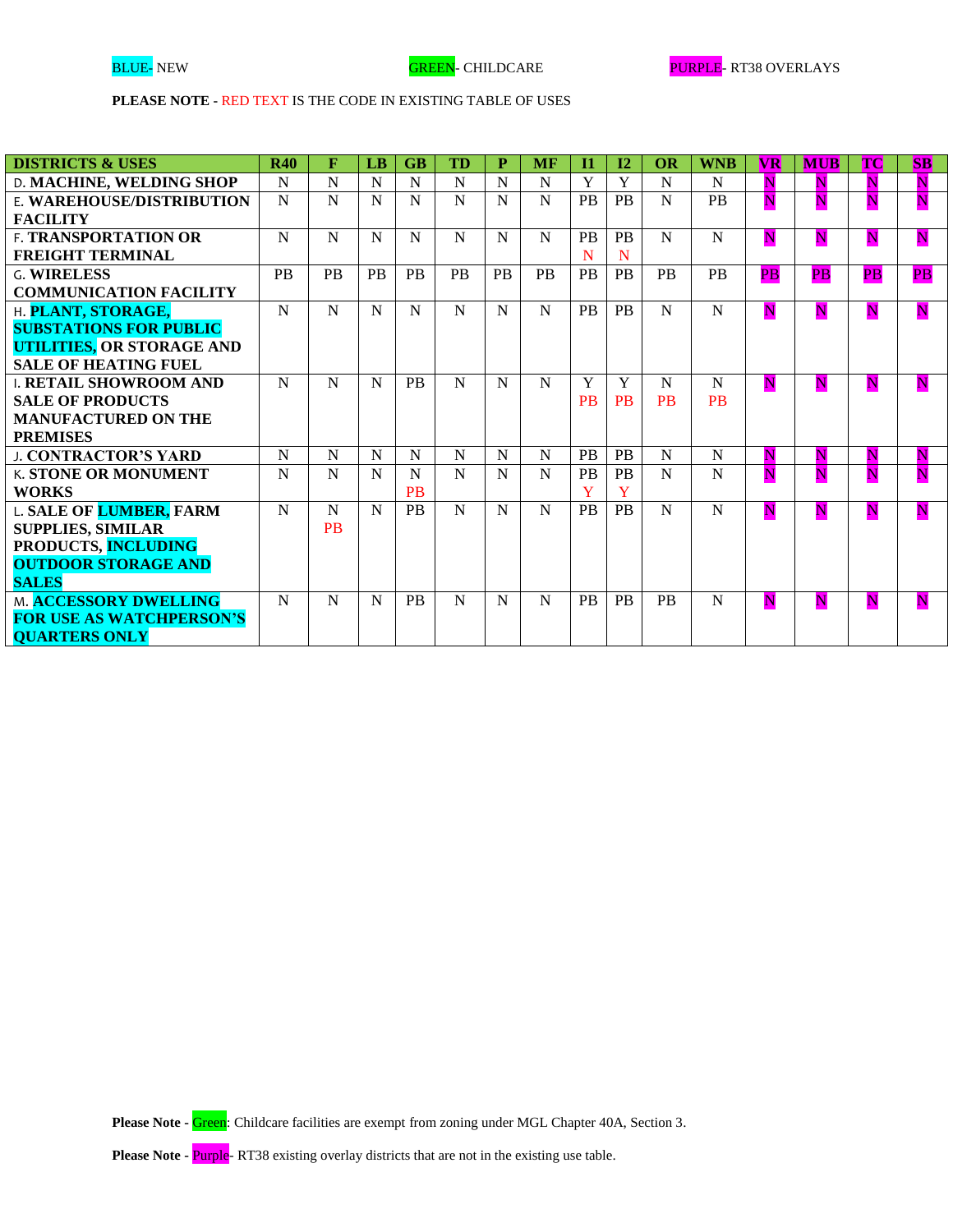BLUE- NEW GREEN- CHILDCARE PURPLE- RT38 OVERLAYS

**PLEASE NOTE** - RED TEXT IS THE CODE IN EXISTING TABLE OF USES

| DISTRICTS & USES | R40 | F | LB | GB | TD | P | MF | I1 | I2 | OR | WNB | VR | MUB | TC | SB |
|---|---|---|---|---|---|---|---|---|---|---|---|---|---|---|---|
| D. **MACHINE, WELDING SHOP** | N | N | N | N | N | N | N | Y | Y | N | N | N | N | N | N |
| E. **WAREHOUSE/DISTRIBUTION FACILITY** | N | N | N | N | N | N | N | PB | PB | N | PB | N | N | N | N |
| F. **TRANSPORTATION OR FREIGHT TERMINAL** | N | N | N | N | N | N | N | PB N | PB N | N | N | N | N | N | N |
| G. **WIRELESS COMMUNICATION FACILITY** | PB | PB | PB | PB | PB | PB | PB | PB | PB | PB | PB | PB | PB | PB | PB |
| H. **PLANT, STORAGE, SUBSTATIONS FOR PUBLIC UTILITIES, OR STORAGE AND SALE OF HEATING FUEL** | N | N | N | N | N | N | N | PB | PB | N | N | N | N | N | N |
| I. **RETAIL SHOWROOM AND SALE OF PRODUCTS MANUFACTURED ON THE PREMISES** | N | N | N | PB | N | N | N | Y PB | Y PB | N PB | N PB | N | N | N | N |
| J. **CONTRACTOR'S YARD** | N | N | N | N | N | N | N | PB | PB | N | N | N | N | N | N |
| K. **STONE OR MONUMENT WORKS** | N | N | N | N PB | N | N | N | PB Y | PB Y | N | N | N | N | N | N |
| L. **SALE OF LUMBER, FARM SUPPLIES, SIMILAR PRODUCTS, INCLUDING OUTDOOR STORAGE AND SALES** | N | N PB | N | PB | N | N | N | PB | PB | N | N | N | N | N | N |
| M. **ACCESSORY DWELLING FOR USE AS WATCHPERSON'S QUARTERS ONLY** | N | N | N | PB | N | N | N | PB | PB | PB | N | N | N | N | N |

**Please Note** - Green: Childcare facilities are exempt from zoning under MGL Chapter 40A, Section 3.

**Please Note** - Purple- RT38 existing overlay districts that are not in the existing use table.